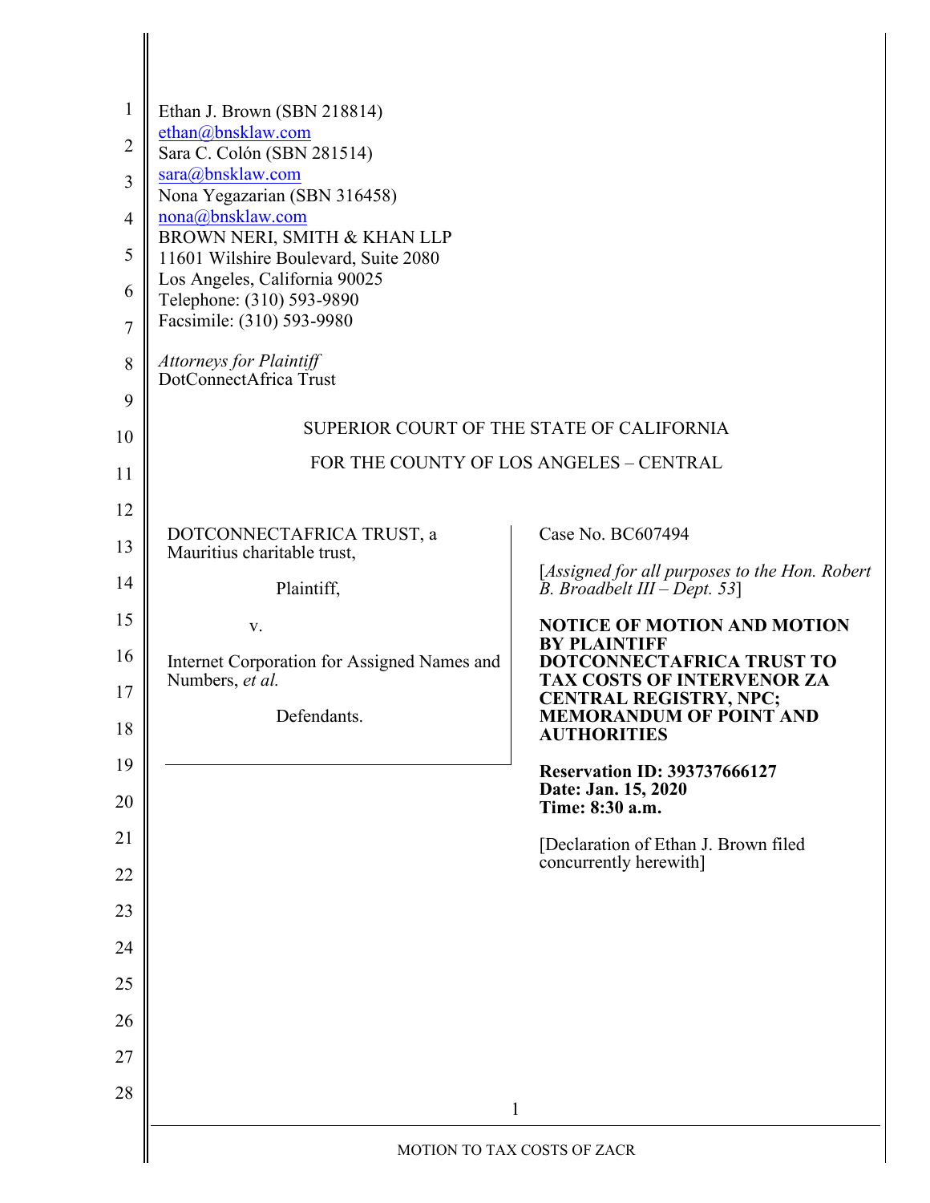Ethan J. Brown (SBN 218814)
ethan@bnsklaw.com
Sara C. Colón (SBN 281514)
sara@bnsklaw.com
Nona Yegazarian (SBN 316458)
nona@bnsklaw.com
BROWN NERI, SMITH & KHAN LLP
11601 Wilshire Boulevard, Suite 2080
Los Angeles, California 90025
Telephone: (310) 593-9890
Facsimile: (310) 593-9980

*Attorneys for Plaintiff*
DotConnectAfrica Trust

SUPERIOR COURT OF THE STATE OF CALIFORNIA

FOR THE COUNTY OF LOS ANGELES – CENTRAL

| | |
|---|---|
| DOTCONNECTAFRICA TRUST, a Mauritius charitable trust,<br><br>Plaintiff,<br><br>v.<br><br>Internet Corporation for Assigned Names and Numbers, *et al.*<br><br>Defendants. | Case No. BC607494<br><br>[*Assigned for all purposes to the Hon. Robert B. Broadbelt III – Dept. 53*]<br><br>**NOTICE OF MOTION AND MOTION BY PLAINTIFF DOTCONNECTAFRICA TRUST TO TAX COSTS OF INTERVENOR ZA CENTRAL REGISTRY, NPC; MEMORANDUM OF POINT AND AUTHORITIES**<br><br>**Reservation ID: 393737666127**<br>**Date: Jan. 15, 2020**<br>**Time: 8:30 a.m.**<br><br>[Declaration of Ethan J. Brown filed concurrently herewith] |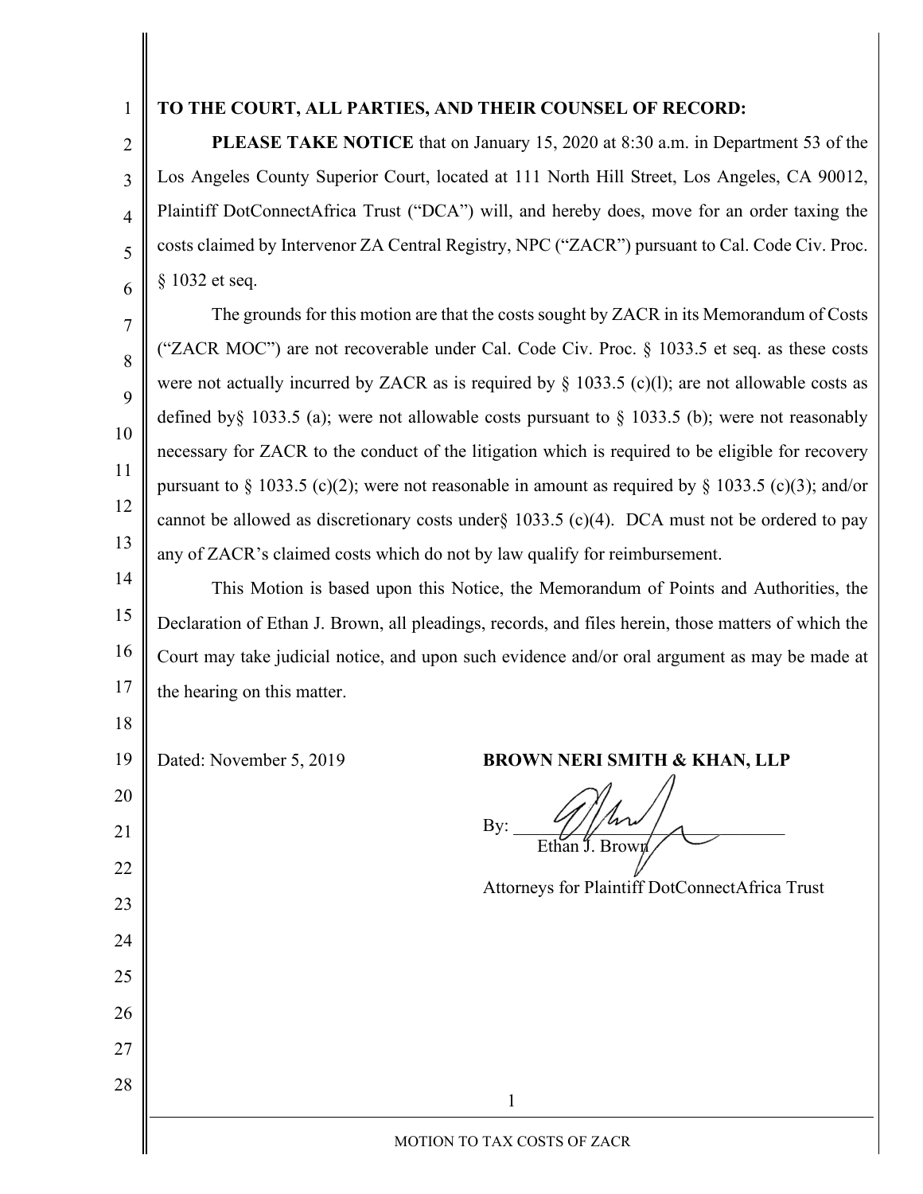**TO THE COURT, ALL PARTIES, AND THEIR COUNSEL OF RECORD:**

**PLEASE TAKE NOTICE** that on January 15, 2020 at 8:30 a.m. in Department 53 of the Los Angeles County Superior Court, located at 111 North Hill Street, Los Angeles, CA 90012, Plaintiff DotConnectAfrica Trust ("DCA") will, and hereby does, move for an order taxing the costs claimed by Intervenor ZA Central Registry, NPC ("ZACR") pursuant to Cal. Code Civ. Proc. § 1032 et seq.

The grounds for this motion are that the costs sought by ZACR in its Memorandum of Costs ("ZACR MOC") are not recoverable under Cal. Code Civ. Proc. § 1033.5 et seq. as these costs were not actually incurred by ZACR as is required by § 1033.5 (c)(l); are not allowable costs as defined by§ 1033.5 (a); were not allowable costs pursuant to § 1033.5 (b); were not reasonably necessary for ZACR to the conduct of the litigation which is required to be eligible for recovery pursuant to § 1033.5 (c)(2); were not reasonable in amount as required by § 1033.5 (c)(3); and/or cannot be allowed as discretionary costs under§ 1033.5 (c)(4). DCA must not be ordered to pay any of ZACR's claimed costs which do not by law qualify for reimbursement.

This Motion is based upon this Notice, the Memorandum of Points and Authorities, the Declaration of Ethan J. Brown, all pleadings, records, and files herein, those matters of which the Court may take judicial notice, and upon such evidence and/or oral argument as may be made at the hearing on this matter.

Dated: November 5, 2019

**BROWN NERI SMITH & KHAN, LLP**

By: ______________________________
Ethan J. Brown

Attorneys for Plaintiff DotConnectAfrica Trust

MOTION TO TAX COSTS OF ZACR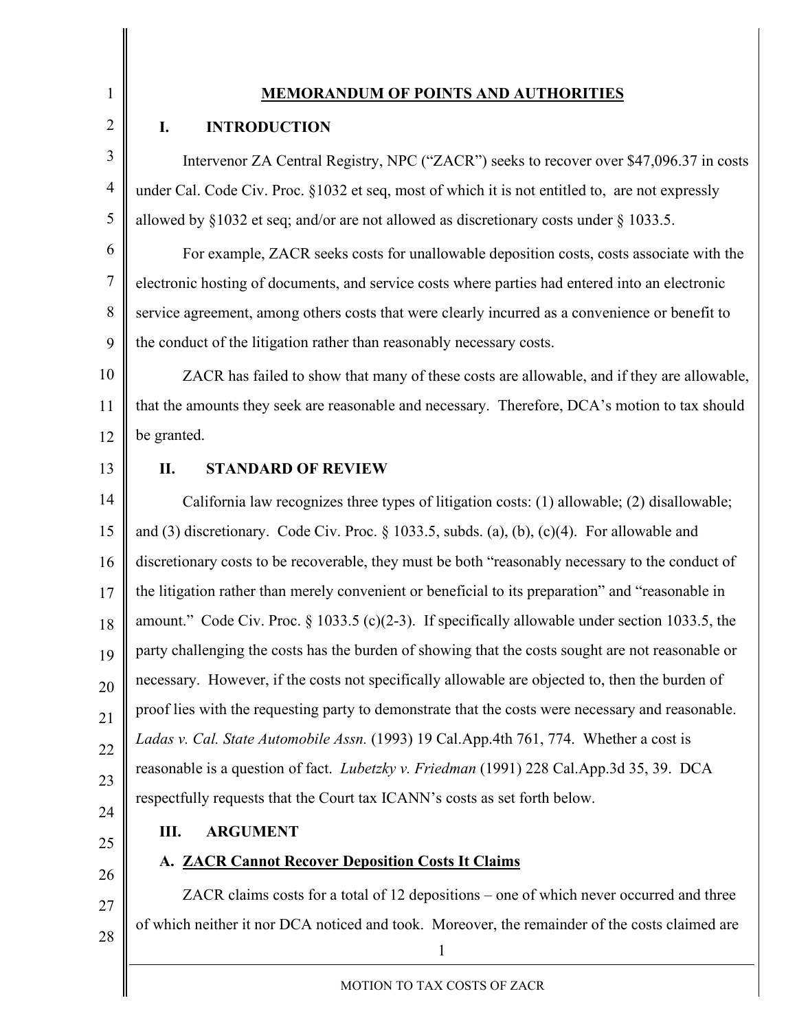# MEMORANDUM OF POINTS AND AUTHORITIES

## I. INTRODUCTION

Intervenor ZA Central Registry, NPC ("ZACR") seeks to recover over $47,096.37 in costs under Cal. Code Civ. Proc. §1032 et seq, most of which it is not entitled to, are not expressly allowed by §1032 et seq; and/or are not allowed as discretionary costs under § 1033.5.

For example, ZACR seeks costs for unallowable deposition costs, costs associate with the electronic hosting of documents, and service costs where parties had entered into an electronic service agreement, among others costs that were clearly incurred as a convenience or benefit to the conduct of the litigation rather than reasonably necessary costs.

ZACR has failed to show that many of these costs are allowable, and if they are allowable, that the amounts they seek are reasonable and necessary. Therefore, DCA's motion to tax should be granted.

## II. STANDARD OF REVIEW

California law recognizes three types of litigation costs: (1) allowable; (2) disallowable; and (3) discretionary. Code Civ. Proc. § 1033.5, subds. (a), (b), (c)(4). For allowable and discretionary costs to be recoverable, they must be both "reasonably necessary to the conduct of the litigation rather than merely convenient or beneficial to its preparation" and "reasonable in amount." Code Civ. Proc. § 1033.5 (c)(2-3). If specifically allowable under section 1033.5, the party challenging the costs has the burden of showing that the costs sought are not reasonable or necessary. However, if the costs not specifically allowable are objected to, then the burden of proof lies with the requesting party to demonstrate that the costs were necessary and reasonable. *Ladas v. Cal. State Automobile Assn.* (1993) 19 Cal.App.4th 761, 774. Whether a cost is reasonable is a question of fact. *Lubetzky v. Friedman* (1991) 228 Cal.App.3d 35, 39. DCA respectfully requests that the Court tax ICANN's costs as set forth below.

## III. ARGUMENT

### A. ZACR Cannot Recover Deposition Costs It Claims

ZACR claims costs for a total of 12 depositions – one of which never occurred and three of which neither it nor DCA noticed and took. Moreover, the remainder of the costs claimed are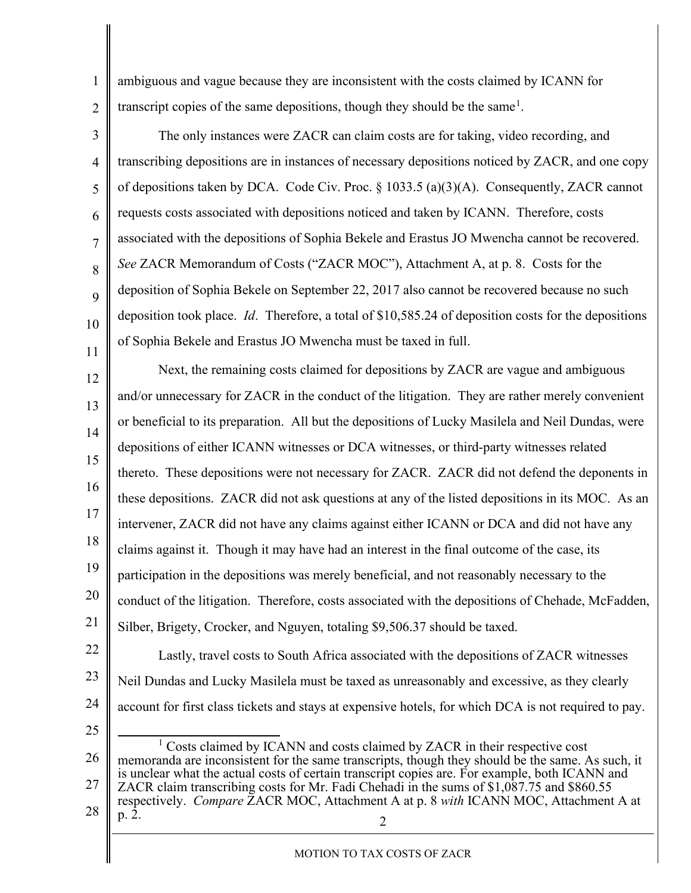ambiguous and vague because they are inconsistent with the costs claimed by ICANN for transcript copies of the same depositions, though they should be the same[1].

The only instances were ZACR can claim costs are for taking, video recording, and transcribing depositions are in instances of necessary depositions noticed by ZACR, and one copy of depositions taken by DCA. Code Civ. Proc. § 1033.5 (a)(3)(A). Consequently, ZACR cannot requests costs associated with depositions noticed and taken by ICANN. Therefore, costs associated with the depositions of Sophia Bekele and Erastus JO Mwencha cannot be recovered. *See* ZACR Memorandum of Costs ("ZACR MOC"), Attachment A, at p. 8. Costs for the deposition of Sophia Bekele on September 22, 2017 also cannot be recovered because no such deposition took place. *Id*. Therefore, a total of $10,585.24 of deposition costs for the depositions of Sophia Bekele and Erastus JO Mwencha must be taxed in full.

Next, the remaining costs claimed for depositions by ZACR are vague and ambiguous and/or unnecessary for ZACR in the conduct of the litigation. They are rather merely convenient or beneficial to its preparation. All but the depositions of Lucky Masilela and Neil Dundas, were depositions of either ICANN witnesses or DCA witnesses, or third-party witnesses related thereto. These depositions were not necessary for ZACR. ZACR did not defend the deponents in these depositions. ZACR did not ask questions at any of the listed depositions in its MOC. As an intervener, ZACR did not have any claims against either ICANN or DCA and did not have any claims against it. Though it may have had an interest in the final outcome of the case, its participation in the depositions was merely beneficial, and not reasonably necessary to the conduct of the litigation. Therefore, costs associated with the depositions of Chehade, McFadden, Silber, Brigety, Crocker, and Nguyen, totaling $9,506.37 should be taxed.

Lastly, travel costs to South Africa associated with the depositions of ZACR witnesses Neil Dundas and Lucky Masilela must be taxed as unreasonably and excessive, as they clearly account for first class tickets and stays at expensive hotels, for which DCA is not required to pay.

---

[1] Costs claimed by ICANN and costs claimed by ZACR in their respective cost memoranda are inconsistent for the same transcripts, though they should be the same. As such, it is unclear what the actual costs of certain transcript copies are. For example, both ICANN and ZACR claim transcribing costs for Mr. Fadi Chehadi in the sums of $1,087.75 and $860.55 respectively. *Compare* ZACR MOC, Attachment A at p. 8 *with* ICANN MOC, Attachment A at p. 2.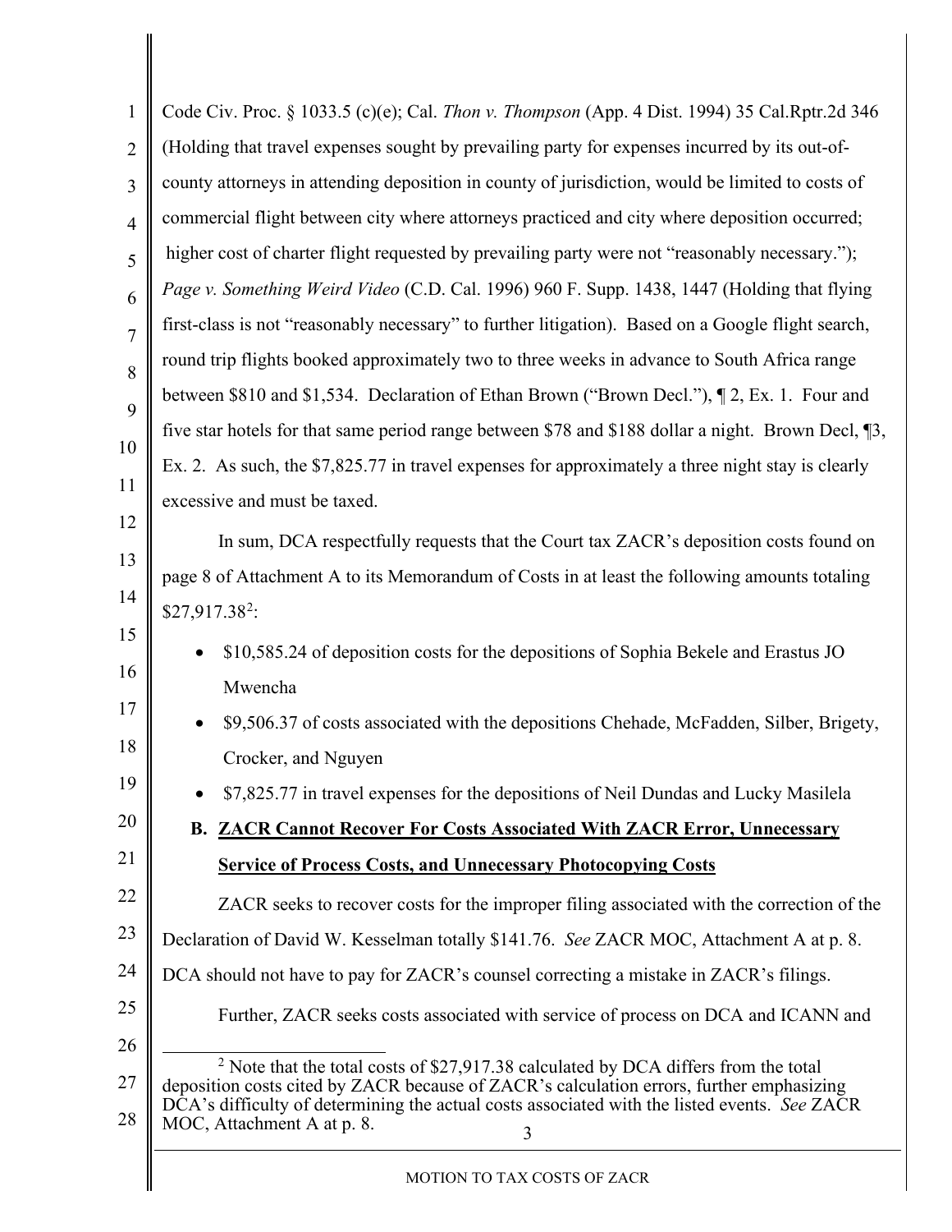Code Civ. Proc. § 1033.5 (c)(e); Cal. *Thon v. Thompson* (App. 4 Dist. 1994) 35 Cal.Rptr.2d 346 (Holding that travel expenses sought by prevailing party for expenses incurred by its out-of-county attorneys in attending deposition in county of jurisdiction, would be limited to costs of commercial flight between city where attorneys practiced and city where deposition occurred; higher cost of charter flight requested by prevailing party were not "reasonably necessary."); *Page v. Something Weird Video* (C.D. Cal. 1996) 960 F. Supp. 1438, 1447 (Holding that flying first-class is not "reasonably necessary" to further litigation). Based on a Google flight search, round trip flights booked approximately two to three weeks in advance to South Africa range between $810 and $1,534. Declaration of Ethan Brown ("Brown Decl."), ¶ 2, Ex. 1. Four and five star hotels for that same period range between $78 and $188 dollar a night. Brown Decl, ¶3, Ex. 2. As such, the $7,825.77 in travel expenses for approximately a three night stay is clearly excessive and must be taxed.

In sum, DCA respectfully requests that the Court tax ZACR's deposition costs found on page 8 of Attachment A to its Memorandum of Costs in at least the following amounts totaling $27,917.38[2]:

- $10,585.24 of deposition costs for the depositions of Sophia Bekele and Erastus JO Mwencha
- $9,506.37 of costs associated with the depositions Chehade, McFadden, Silber, Brigety, Crocker, and Nguyen
- $7,825.77 in travel expenses for the depositions of Neil Dundas and Lucky Masilela

### B. <u>ZACR Cannot Recover For Costs Associated With ZACR Error, Unnecessary Service of Process Costs, and Unnecessary Photocopying Costs</u>

ZACR seeks to recover costs for the improper filing associated with the correction of the Declaration of David W. Kesselman totally $141.76. *See* ZACR MOC, Attachment A at p. 8. DCA should not have to pay for ZACR's counsel correcting a mistake in ZACR's filings.

Further, ZACR seeks costs associated with service of process on DCA and ICANN and

---

[2] Note that the total costs of $27,917.38 calculated by DCA differs from the total deposition costs cited by ZACR because of ZACR's calculation errors, further emphasizing DCA's difficulty of determining the actual costs associated with the listed events. *See* ZACR MOC, Attachment A at p. 8.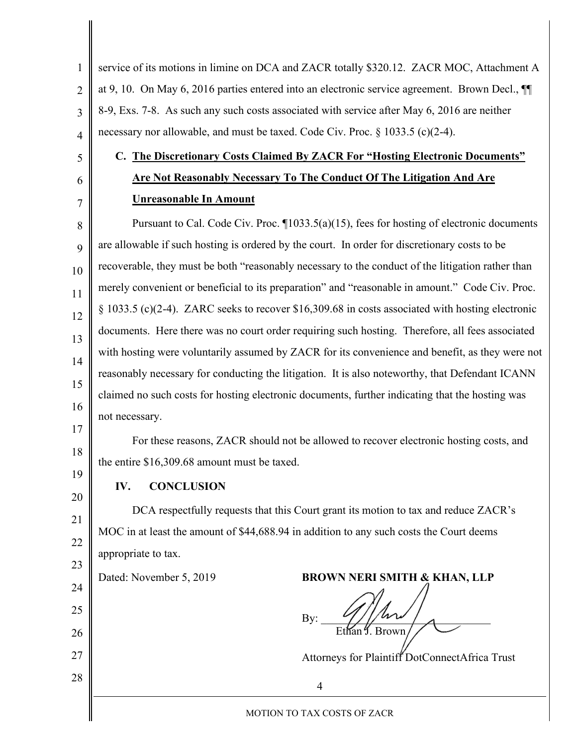service of its motions in limine on DCA and ZACR totally $320.12. ZACR MOC, Attachment A at 9, 10. On May 6, 2016 parties entered into an electronic service agreement. Brown Decl., ¶¶ 8-9, Exs. 7-8. As such any such costs associated with service after May 6, 2016 are neither necessary nor allowable, and must be taxed. Code Civ. Proc. § 1033.5 (c)(2-4).

### C. The Discretionary Costs Claimed By ZACR For "Hosting Electronic Documents" Are Not Reasonably Necessary To The Conduct Of The Litigation And Are Unreasonable In Amount

Pursuant to Cal. Code Civ. Proc. ¶1033.5(a)(15), fees for hosting of electronic documents are allowable if such hosting is ordered by the court. In order for discretionary costs to be recoverable, they must be both "reasonably necessary to the conduct of the litigation rather than merely convenient or beneficial to its preparation" and "reasonable in amount." Code Civ. Proc. § 1033.5 (c)(2-4). ZARC seeks to recover $16,309.68 in costs associated with hosting electronic documents. Here there was no court order requiring such hosting. Therefore, all fees associated with hosting were voluntarily assumed by ZACR for its convenience and benefit, as they were not reasonably necessary for conducting the litigation. It is also noteworthy, that Defendant ICANN claimed no such costs for hosting electronic documents, further indicating that the hosting was not necessary.

For these reasons, ZACR should not be allowed to recover electronic hosting costs, and the entire $16,309.68 amount must be taxed.

## IV. CONCLUSION

DCA respectfully requests that this Court grant its motion to tax and reduce ZACR's MOC in at least the amount of $44,688.94 in addition to any such costs the Court deems appropriate to tax.

Dated: November 5, 2019

**BROWN NERI SMITH & KHAN, LLP**

By: ______________________
Ethan J. Brown

Attorneys for Plaintiff DotConnectAfrica Trust